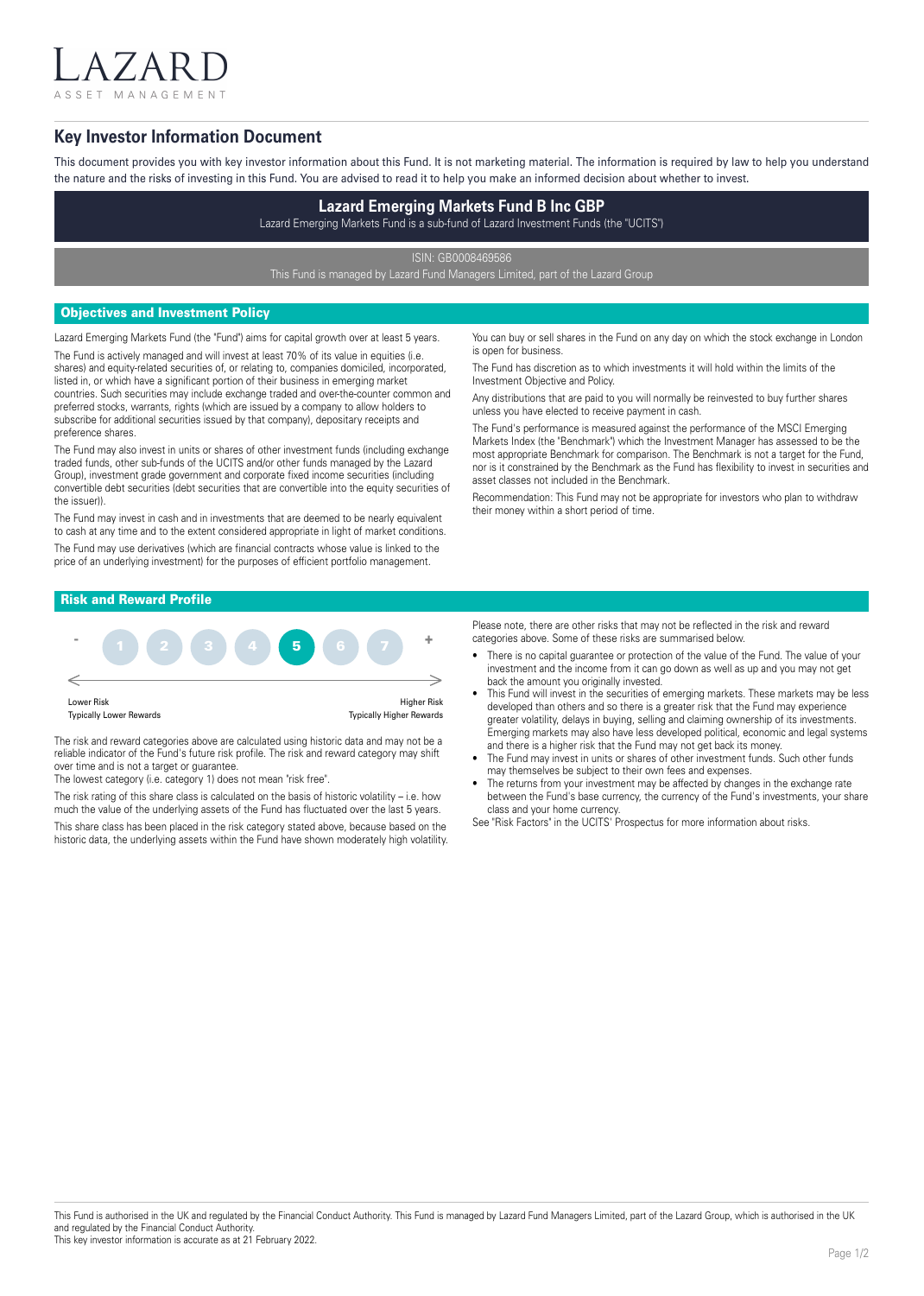LAZARD

ASSET MANAGEMENT

# Key Investor Information Document

This document provides you with key investor information about this Fund. It is not marketing material. The information is required by law to help you understand the nature and the risks of investing in this Fund. You are advised to read it to help you make an informed decision about whether to invest.

## Lazard Emerging Markets Fund B Inc GBP

Lazard Emerging Markets Fund is a sub-fund of Lazard Investment Funds (the "UCITS")

ISIN: GB0008469586

This Fund is managed by Lazard Fund Managers Limited, part of the Lazard Group

## Objectives and Investment Policy

Lazard Emerging Markets Fund (the "Fund") aims for capital growth over at least 5 years.

The Fund is actively managed and will invest at least 70% of its value in equities (i.e. shares) and equity-related securities of, or relating to, companies domiciled, incorporated, listed in, or which have a significant portion of their business in emerging market countries. Such securities may include exchange traded and over-the-counter common and preferred stocks, warrants, rights (which are issued by a company to allow holders to subscribe for additional securities issued by that company), depositary receipts and preference shares.

The Fund may also invest in units or shares of other investment funds (including exchange traded funds, other sub-funds of the UCITS and/or other funds managed by the Lazard Group), investment grade government and corporate fixed income securities (including convertible debt securities (debt securities that are convertible into the equity securities of the issuer)).

The Fund may invest in cash and in investments that are deemed to be nearly equivalent to cash at any time and to the extent considered appropriate in light of market conditions.

The Fund may use derivatives (which are financial contracts whose value is linked to the price of an underlying investment) for the purposes of efficient portfolio management.

You can buy or sell shares in the Fund on any day on which the stock exchange in London is open for business.

The Fund has discretion as to which investments it will hold within the limits of the Investment Objective and Policy.

Any distributions that are paid to you will normally be reinvested to buy further shares unless you have elected to receive payment in cash.

The Fund's performance is measured against the performance of the MSCI Emerging Markets Index (the "Benchmark") which the Investment Manager has assessed to be the most appropriate Benchmark for comparison. The Benchmark is not a target for the Fund, nor is it constrained by the Benchmark as the Fund has flexibility to invest in securities and asset classes not included in the Benchmark.

Recommendation: This Fund may not be appropriate for investors who plan to withdraw their money within a short period of time.

## Risk and Reward Profile

- 1 2 3 4 **5** 6 7 +

Lower Risk
Typically Lower Rewards

Higher Risk
Typically Higher Rewards

The risk and reward categories above are calculated using historic data and may not be a reliable indicator of the Fund's future risk profile. The risk and reward category may shift over time and is not a target or guarantee.

The lowest category (i.e. category 1) does not mean "risk free".

The risk rating of this share class is calculated on the basis of historic volatility – i.e. how much the value of the underlying assets of the Fund has fluctuated over the last 5 years.

This share class has been placed in the risk category stated above, because based on the historic data, the underlying assets within the Fund have shown moderately high volatility.

Please note, there are other risks that may not be reflected in the risk and reward categories above. Some of these risks are summarised below.

- There is no capital guarantee or protection of the value of the Fund. The value of your investment and the income from it can go down as well as up and you may not get back the amount you originally invested.
- This Fund will invest in the securities of emerging markets. These markets may be less developed than others and so there is a greater risk that the Fund may experience greater volatility, delays in buying, selling and claiming ownership of its investments. Emerging markets may also have less developed political, economic and legal systems and there is a higher risk that the Fund may not get back its money.
- The Fund may invest in units or shares of other investment funds. Such other funds may themselves be subject to their own fees and expenses.
- The returns from your investment may be affected by changes in the exchange rate between the Fund's base currency, the currency of the Fund's investments, your share class and your home currency.

See "Risk Factors" in the UCITS' Prospectus for more information about risks.

This Fund is authorised in the UK and regulated by the Financial Conduct Authority. This Fund is managed by Lazard Fund Managers Limited, part of the Lazard Group, which is authorised in the UK and regulated by the Financial Conduct Authority.
This key investor information is accurate as at 21 February 2022.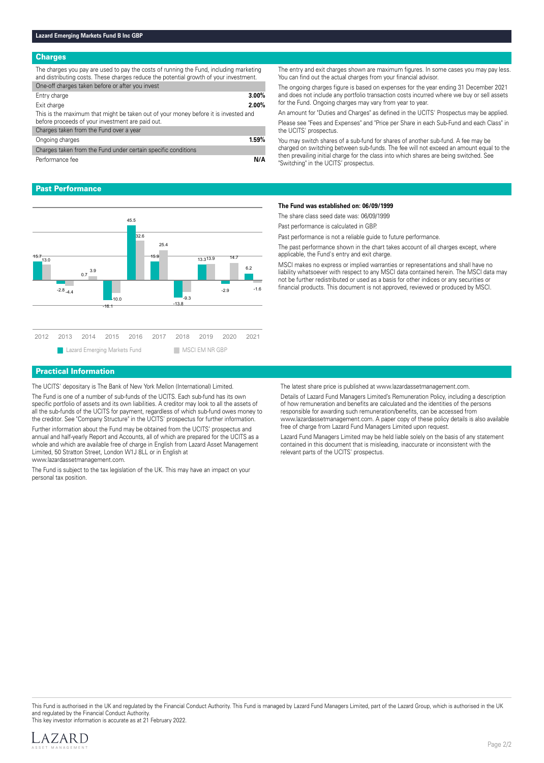## Charges

The charges you pay are used to pay the costs of running the Fund, including marketing and distributing costs. These charges reduce the potential growth of your investment.

| | |
|---|---|
| One-off charges taken before or after you invest | |
| Entry charge | **3.00%** |
| Exit charge | **2.00%** |
| This is the maximum that might be taken out of your money before it is invested and before proceeds of your investment are paid out. | |
| Charges taken from the Fund over a year | |
| Ongoing charges | **1.59%** |
| Charges taken from the Fund under certain specific conditions | |
| Performance fee | **N/A** |

The entry and exit charges shown are maximum figures. In some cases you may pay less. You can find out the actual charges from your financial advisor.

The ongoing charges figure is based on expenses for the year ending 31 December 2021 and does not include any portfolio transaction costs incurred where we buy or sell assets for the Fund. Ongoing charges may vary from year to year.

An amount for "Duties and Charges" as defined in the UCITS' Prospectus may be applied.

Please see "Fees and Expenses" and "Price per Share in each Sub-Fund and each Class" in the UCITS' prospectus.

You may switch shares of a sub-fund for shares of another sub-fund. A fee may be charged on switching between sub-funds. The fee will not exceed an amount equal to the then prevailing initial charge for the class into which shares are being switched. See "Switching" in the UCITS' prospectus.

## Past Performance

15.7 13.0
-2.8 -4.4
0.7 3.9
-16.1 -10.0
45.5 32.6
15.9 25.4
-13.8 -9.3
13.3 13.9
-2.9 14.7
6.2 -1.6

2012 2013 2014 2015 2016 2017 2018 2019 2020 2021

Lazard Emerging Markets Fund
MSCI EM NR GBP

**The Fund was established on: 06/09/1999**

The share class seed date was: 06/09/1999

Past performance is calculated in GBP.

Past performance is not a reliable guide to future performance.

The past performance shown in the chart takes account of all charges except, where applicable, the Fund's entry and exit charge.

MSCI makes no express or implied warranties or representations and shall have no liability whatsoever with respect to any MSCI data contained herein. The MSCI data may not be further redistributed or used as a basis for other indices or any securities or financial products. This document is not approved, reviewed or produced by MSCI.

## Practical Information

The UCITS' depositary is The Bank of New York Mellon (International) Limited.

The Fund is one of a number of sub-funds of the UCITS. Each sub-fund has its own specific portfolio of assets and its own liabilities. A creditor may look to all the assets of all the sub-funds of the UCITS for payment, regardless of which sub-fund owes money to the creditor. See "Company Structure" in the UCITS' prospectus for further information.

Further information about the Fund may be obtained from the UCITS' prospectus and annual and half-yearly Report and Accounts, all of which are prepared for the UCITS as a whole and which are available free of charge in English from Lazard Asset Management Limited, 50 Stratton Street, London W1J 8LL or in English at www.lazardassetmanagement.com.

The Fund is subject to the tax legislation of the UK. This may have an impact on your personal tax position.

The latest share price is published at www.lazardassetmanagement.com.

Details of Lazard Fund Managers Limited's Remuneration Policy, including a description of how remuneration and benefits are calculated and the identities of the persons responsible for awarding such remuneration/benefits, can be accessed from www.lazardassetmanagement.com. A paper copy of these policy details is also available free of charge from Lazard Fund Managers Limited upon request.

Lazard Fund Managers Limited may be held liable solely on the basis of any statement contained in this document that is misleading, inaccurate or inconsistent with the relevant parts of the UCITS' prospectus.

This Fund is authorised in the UK and regulated by the Financial Conduct Authority. This Fund is managed by Lazard Fund Managers Limited, part of the Lazard Group, which is authorised in the UK and regulated by the Financial Conduct Authority.
This key investor information is accurate as at 21 February 2022.